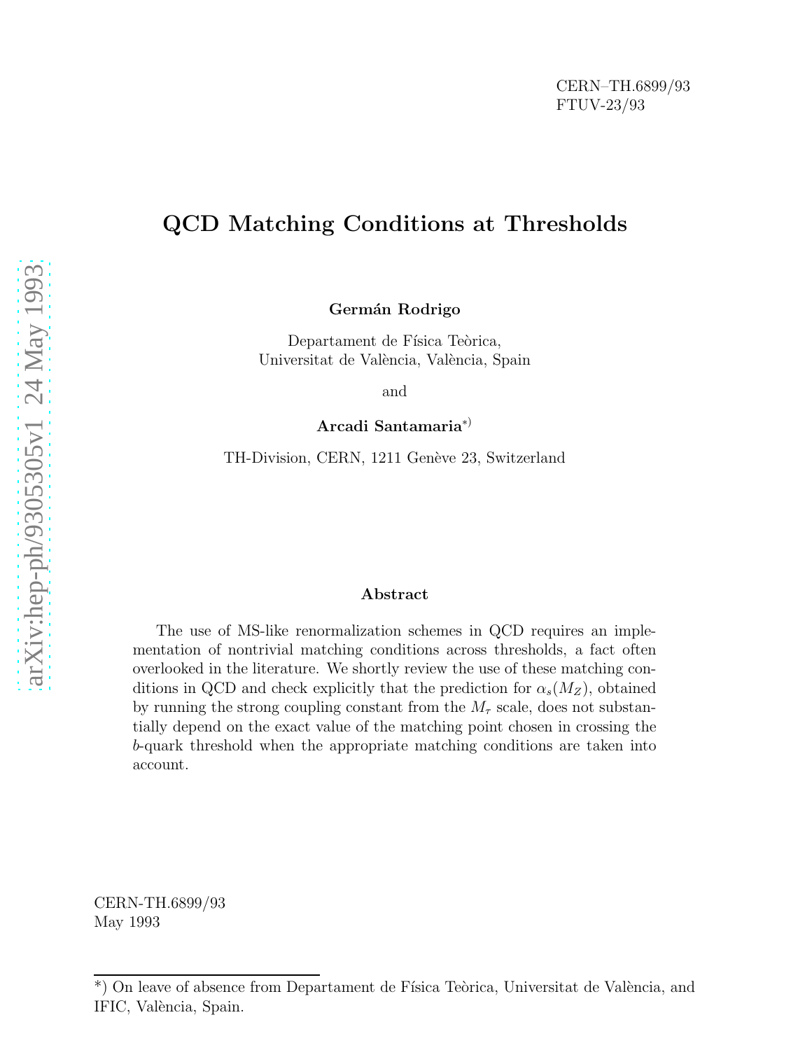CERN–TH.6899/93
FTUV-23/93

# QCD Matching Conditions at Thresholds

**Germán Rodrigo**

Departament de Física Teòrica,
Universitat de València, València, Spain

and

**Arcadi Santamaria***)

TH-Division, CERN, 1211 Genève 23, Switzerland

## Abstract

The use of MS-like renormalization schemes in QCD requires an implementation of nontrivial matching conditions across thresholds, a fact often overlooked in the literature. We shortly review the use of these matching conditions in QCD and check explicitly that the prediction for $\alpha_s(M_Z)$, obtained by running the strong coupling constant from the $M_\tau$ scale, does not substantially depend on the exact value of the matching point chosen in crossing the $b$-quark threshold when the appropriate matching conditions are taken into account.

CERN-TH.6899/93
May 1993

*) On leave of absence from Departament de Física Teòrica, Universitat de València, and IFIC, València, Spain.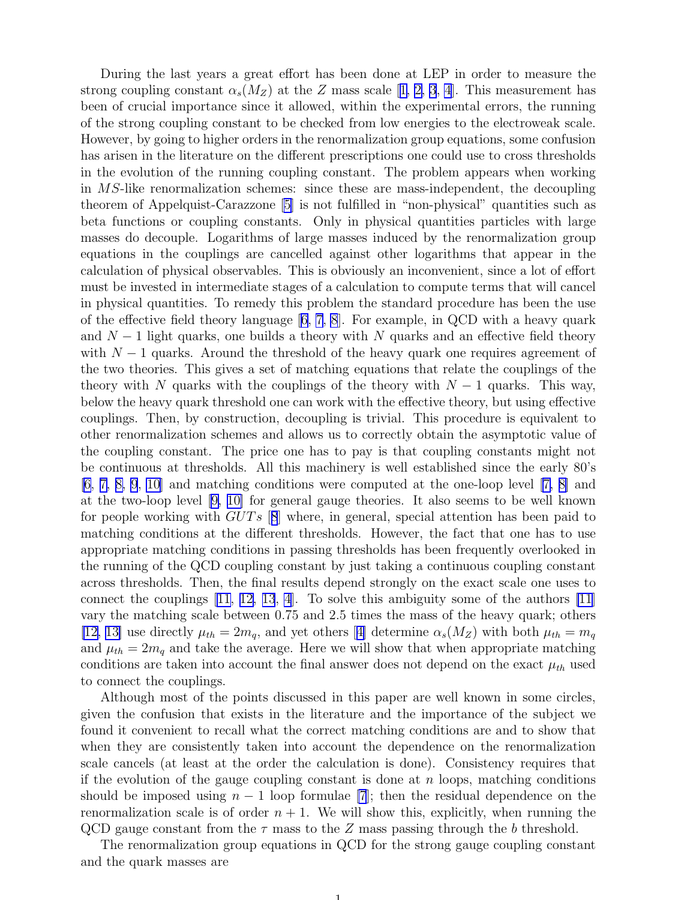During the last years a great effort has been done at LEP in order to measure the strong coupling constant $\alpha_s(M_Z)$ at the $Z$ mass scale [1, 2, 3, 4]. This measurement has been of crucial importance since it allowed, within the experimental errors, the running of the strong coupling constant to be checked from low energies to the electroweak scale. However, by going to higher orders in the renormalization group equations, some confusion has arisen in the literature on the different prescriptions one could use to cross thresholds in the evolution of the running coupling constant. The problem appears when working in $MS$-like renormalization schemes: since these are mass-independent, the decoupling theorem of Appelquist-Carazzone [5] is not fulfilled in "non-physical" quantities such as beta functions or coupling constants. Only in physical quantities particles with large masses do decouple. Logarithms of large masses induced by the renormalization group equations in the couplings are cancelled against other logarithms that appear in the calculation of physical observables. This is obviously an inconvenient, since a lot of effort must be invested in intermediate stages of a calculation to compute terms that will cancel in physical quantities. To remedy this problem the standard procedure has been the use of the effective field theory language [6, 7, 8]. For example, in QCD with a heavy quark and $N-1$ light quarks, one builds a theory with $N$ quarks and an effective field theory with $N-1$ quarks. Around the threshold of the heavy quark one requires agreement of the two theories. This gives a set of matching equations that relate the couplings of the theory with $N$ quarks with the couplings of the theory with $N-1$ quarks. This way, below the heavy quark threshold one can work with the effective theory, but using effective couplings. Then, by construction, decoupling is trivial. This procedure is equivalent to other renormalization schemes and allows us to correctly obtain the asymptotic value of the coupling constant. The price one has to pay is that coupling constants might not be continuous at thresholds. All this machinery is well established since the early 80's [6, 7, 8, 9, 10] and matching conditions were computed at the one-loop level [7, 8] and at the two-loop level [9, 10] for general gauge theories. It also seems to be well known for people working with $GUTs$ [8] where, in general, special attention has been paid to matching conditions at the different thresholds. However, the fact that one has to use appropriate matching conditions in passing thresholds has been frequently overlooked in the running of the QCD coupling constant by just taking a continuous coupling constant across thresholds. Then, the final results depend strongly on the exact scale one uses to connect the couplings [11, 12, 13, 4]. To solve this ambiguity some of the authors [11] vary the matching scale between 0.75 and 2.5 times the mass of the heavy quark; others [12, 13] use directly $\mu_{th} = 2m_q$, and yet others [4] determine $\alpha_s(M_Z)$ with both $\mu_{th} = m_q$ and $\mu_{th} = 2m_q$ and take the average. Here we will show that when appropriate matching conditions are taken into account the final answer does not depend on the exact $\mu_{th}$ used to connect the couplings.

Although most of the points discussed in this paper are well known in some circles, given the confusion that exists in the literature and the importance of the subject we found it convenient to recall what the correct matching conditions are and to show that when they are consistently taken into account the dependence on the renormalization scale cancels (at least at the order the calculation is done). Consistency requires that if the evolution of the gauge coupling constant is done at $n$ loops, matching conditions should be imposed using $n-1$ loop formulae [7]; then the residual dependence on the renormalization scale is of order $n+1$. We will show this, explicitly, when running the QCD gauge constant from the $\tau$ mass to the $Z$ mass passing through the $b$ threshold.

The renormalization group equations in QCD for the strong gauge coupling constant and the quark masses are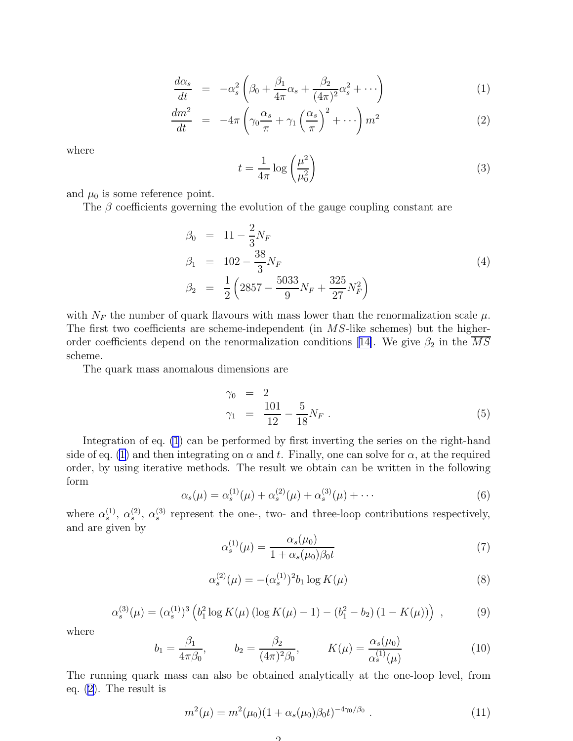$$
\frac{d\alpha_s}{dt} = -\alpha_s^2 \left( \beta_0 + \frac{\beta_1}{4\pi}\alpha_s + \frac{\beta_2}{(4\pi)^2}\alpha_s^2 + \cdots \right) \tag{1}
$$

$$
\frac{dm^2}{dt} = -4\pi \left( \gamma_0 \frac{\alpha_s}{\pi} + \gamma_1 \left(\frac{\alpha_s}{\pi}\right)^2 + \cdots \right) m^2 \tag{2}
$$

where

$$
t = \frac{1}{4\pi} \log\left(\frac{\mu^2}{\mu_0^2}\right) \tag{3}
$$

and $\mu_0$ is some reference point.

The $\beta$ coefficients governing the evolution of the gauge coupling constant are

$$
\begin{aligned}
\beta_0 &= 11 - \frac{2}{3}N_F \\
\beta_1 &= 102 - \frac{38}{3}N_F \\
\beta_2 &= \frac{1}{2}\left(2857 - \frac{5033}{9}N_F + \frac{325}{27}N_F^2\right)
\end{aligned} \tag{4}
$$

with $N_F$ the number of quark flavours with mass lower than the renormalization scale $\mu$. The first two coefficients are scheme-independent (in $MS$-like schemes) but the higher-order coefficients depend on the renormalization conditions [14]. We give $\beta_2$ in the $\overline{MS}$ scheme.

The quark mass anomalous dimensions are

$$
\begin{aligned}
\gamma_0 &= 2 \\
\gamma_1 &= \frac{101}{12} - \frac{5}{18}N_F \ .
\end{aligned} \tag{5}
$$

Integration of eq. (1) can be performed by first inverting the series on the right-hand side of eq. (1) and then integrating on $\alpha$ and $t$. Finally, one can solve for $\alpha$, at the required order, by using iterative methods. The result we obtain can be written in the following form

$$
\alpha_s(\mu) = \alpha_s^{(1)}(\mu) + \alpha_s^{(2)}(\mu) + \alpha_s^{(3)}(\mu) + \cdots \tag{6}
$$

where $\alpha_s^{(1)}$, $\alpha_s^{(2)}$, $\alpha_s^{(3)}$ represent the one-, two- and three-loop contributions respectively, and are given by

$$
\alpha_s^{(1)}(\mu) = \frac{\alpha_s(\mu_0)}{1 + \alpha_s(\mu_0)\beta_0 t} \tag{7}
$$

$$
\alpha_s^{(2)}(\mu) = -(\alpha_s^{(1)})^2 b_1 \log K(\mu) \tag{8}
$$

$$
\alpha_s^{(3)}(\mu) = (\alpha_s^{(1)})^3 \left( b_1^2 \log K(\mu) \left(\log K(\mu) - 1\right) - (b_1^2 - b_2)\left(1 - K(\mu)\right) \right) \ , \tag{9}
$$

where

$$
b_1 = \frac{\beta_1}{4\pi\beta_0}, \qquad b_2 = \frac{\beta_2}{(4\pi)^2\beta_0}, \qquad K(\mu) = \frac{\alpha_s(\mu_0)}{\alpha_s^{(1)}(\mu)} \tag{10}
$$

The running quark mass can also be obtained analytically at the one-loop level, from eq. (2). The result is

$$
m^2(\mu) = m^2(\mu_0)(1 + \alpha_s(\mu_0)\beta_0 t)^{-4\gamma_0/\beta_0} \ . \tag{11}
$$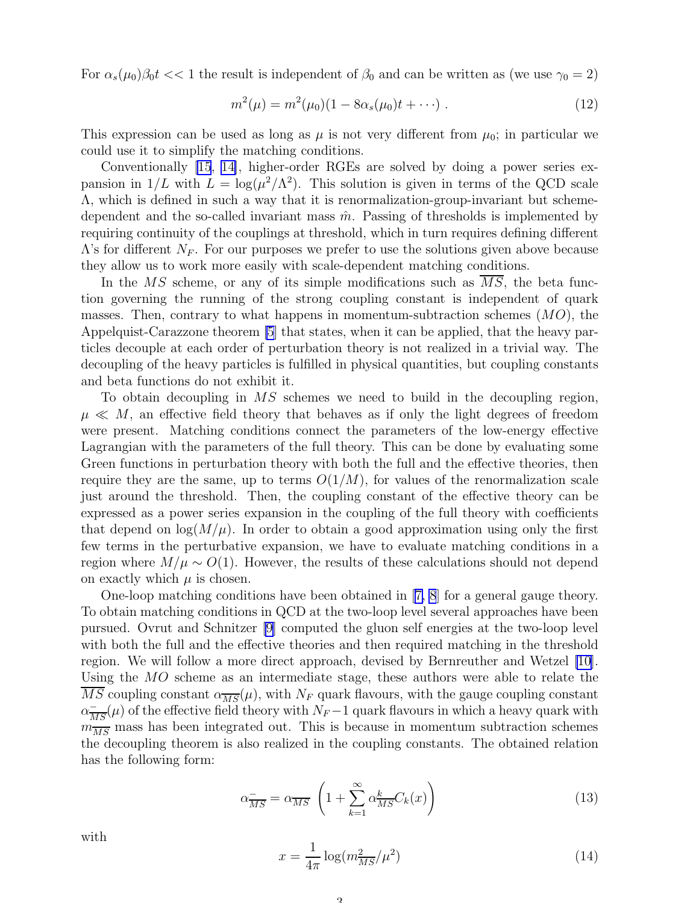For $\alpha_s(\mu_0)\beta_0 t << 1$ the result is independent of $\beta_0$ and can be written as (we use $\gamma_0 = 2$)

$$m^2(\mu) = m^2(\mu_0)(1 - 8\alpha_s(\mu_0)t + \cdots) \ . \tag{12}$$

This expression can be used as long as $\mu$ is not very different from $\mu_0$; in particular we could use it to simplify the matching conditions.

Conventionally [15, 14], higher-order RGEs are solved by doing a power series expansion in $1/L$ with $L = \log(\mu^2/\Lambda^2)$. This solution is given in terms of the QCD scale $\Lambda$, which is defined in such a way that it is renormalization-group-invariant but scheme-dependent and the so-called invariant mass $\hat{m}$. Passing of thresholds is implemented by requiring continuity of the couplings at threshold, which in turn requires defining different $\Lambda$'s for different $N_F$. For our purposes we prefer to use the solutions given above because they allow us to work more easily with scale-dependent matching conditions.

In the $MS$ scheme, or any of its simple modifications such as $\overline{MS}$, the beta function governing the running of the strong coupling constant is independent of quark masses. Then, contrary to what happens in momentum-subtraction schemes ($MO$), the Appelquist-Carazzone theorem [5] that states, when it can be applied, that the heavy particles decouple at each order of perturbation theory is not realized in a trivial way. The decoupling of the heavy particles is fulfilled in physical quantities, but coupling constants and beta functions do not exhibit it.

To obtain decoupling in $MS$ schemes we need to build in the decoupling region, $\mu \ll M$, an effective field theory that behaves as if only the light degrees of freedom were present. Matching conditions connect the parameters of the low-energy effective Lagrangian with the parameters of the full theory. This can be done by evaluating some Green functions in perturbation theory with both the full and the effective theories, then require they are the same, up to terms $O(1/M)$, for values of the renormalization scale just around the threshold. Then, the coupling constant of the effective theory can be expressed as a power series expansion in the coupling of the full theory with coefficients that depend on $\log(M/\mu)$. In order to obtain a good approximation using only the first few terms in the perturbative expansion, we have to evaluate matching conditions in a region where $M/\mu \sim O(1)$. However, the results of these calculations should not depend on exactly which $\mu$ is chosen.

One-loop matching conditions have been obtained in [7, 8] for a general gauge theory. To obtain matching conditions in QCD at the two-loop level several approaches have been pursued. Ovrut and Schnitzer [9] computed the gluon self energies at the two-loop level with both the full and the effective theories and then required matching in the threshold region. We will follow a more direct approach, devised by Bernreuther and Wetzel [10]. Using the $MO$ scheme as an intermediate stage, these authors were able to relate the $\overline{MS}$ coupling constant $\alpha_{\overline{MS}}(\mu)$, with $N_F$ quark flavours, with the gauge coupling constant $\alpha^-_{\overline{MS}}(\mu)$ of the effective field theory with $N_F - 1$ quark flavours in which a heavy quark with $m_{\overline{MS}}$ mass has been integrated out. This is because in momentum subtraction schemes the decoupling theorem is also realized in the coupling constants. The obtained relation has the following form:

$$\alpha^-_{\overline{MS}} = \alpha_{\overline{MS}} \left( 1 + \sum_{k=1}^{\infty} \alpha^k_{\overline{MS}} C_k(x) \right) \tag{13}$$

with

$$x = \frac{1}{4\pi} \log(m^2_{\overline{MS}}/\mu^2) \tag{14}$$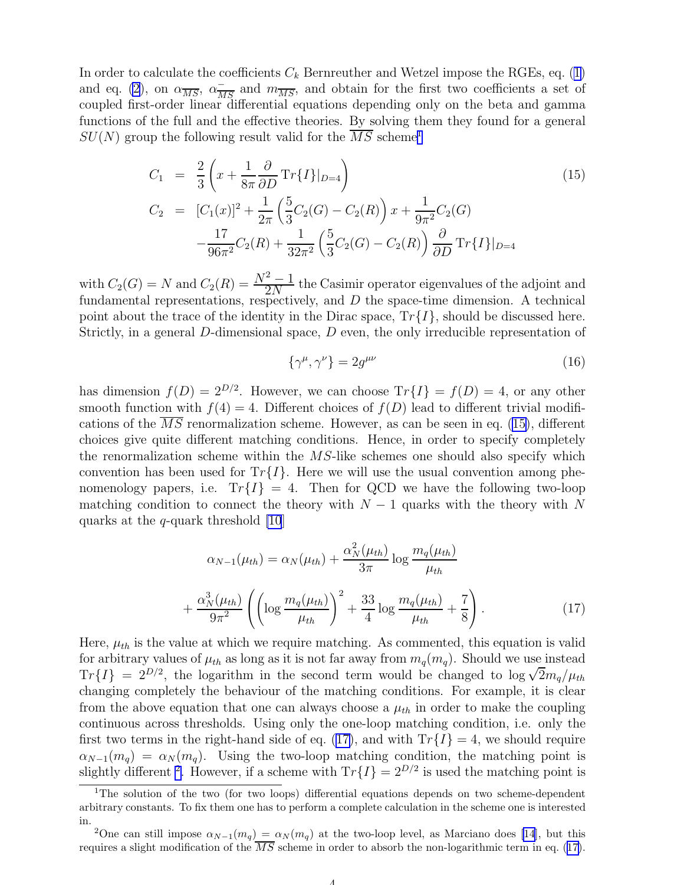In order to calculate the coefficients $C_k$ Bernreuther and Wetzel impose the RGEs, eq. (1) and eq. (2), on $\alpha_{\overline{MS}}$, $\alpha^{-}_{\overline{MS}}$ and $m_{\overline{MS}}$, and obtain for the first two coefficients a set of coupled first-order linear differential equations depending only on the beta and gamma functions of the full and the effective theories. By solving them they found for a general $SU(N)$ group the following result valid for the $\overline{MS}$ scheme[1]

$$
\begin{aligned}
C_1 &= \frac{2}{3}\left(x + \frac{1}{8\pi}\frac{\partial}{\partial D}\,\mathrm{Tr}\{I\}|_{D=4}\right) \qquad (15)\\
C_2 &= [C_1(x)]^2 + \frac{1}{2\pi}\left(\frac{5}{3}C_2(G) - C_2(R)\right)x + \frac{1}{9\pi^2}C_2(G) \\
&\quad -\frac{17}{96\pi^2}C_2(R) + \frac{1}{32\pi^2}\left(\frac{5}{3}C_2(G) - C_2(R)\right)\frac{\partial}{\partial D}\,\mathrm{Tr}\{I\}|_{D=4}
\end{aligned}
$$

with $C_2(G) = N$ and $C_2(R) = \dfrac{N^2-1}{2N}$ the Casimir operator eigenvalues of the adjoint and fundamental representations, respectively, and $D$ the space-time dimension. A technical point about the trace of the identity in the Dirac space, $\mathrm{Tr}\{I\}$, should be discussed here. Strictly, in a general $D$-dimensional space, $D$ even, the only irreducible representation of

$$
\{\gamma^\mu, \gamma^\nu\} = 2g^{\mu\nu} \qquad (16)
$$

has dimension $f(D) = 2^{D/2}$. However, we can choose $\mathrm{Tr}\{I\} = f(D) = 4$, or any other smooth function with $f(4) = 4$. Different choices of $f(D)$ lead to different trivial modifications of the $\overline{MS}$ renormalization scheme. However, as can be seen in eq. (15), different choices give quite different matching conditions. Hence, in order to specify completely the renormalization scheme within the $MS$-like schemes one should also specify which convention has been used for $\mathrm{Tr}\{I\}$. Here we will use the usual convention among phenomenology papers, i.e. $\mathrm{Tr}\{I\} = 4$. Then for QCD we have the following two-loop matching condition to connect the theory with $N-1$ quarks with the theory with $N$ quarks at the $q$-quark threshold [10]

$$
\begin{aligned}
\alpha_{N-1}(\mu_{th}) &= \alpha_N(\mu_{th}) + \frac{\alpha_N^2(\mu_{th})}{3\pi}\log\frac{m_q(\mu_{th})}{\mu_{th}} \\
&+ \frac{\alpha_N^3(\mu_{th})}{9\pi^2}\left(\left(\log\frac{m_q(\mu_{th})}{\mu_{th}}\right)^2 + \frac{33}{4}\log\frac{m_q(\mu_{th})}{\mu_{th}} + \frac{7}{8}\right). \qquad (17)
\end{aligned}
$$

Here, $\mu_{th}$ is the value at which we require matching. As commented, this equation is valid for arbitrary values of $\mu_{th}$ as long as it is not far away from $m_q(m_q)$. Should we use instead $\mathrm{Tr}\{I\} = 2^{D/2}$, the logarithm in the second term would be changed to $\log\sqrt{2}m_q/\mu_{th}$ changing completely the behaviour of the matching conditions. For example, it is clear from the above equation that one can always choose a $\mu_{th}$ in order to make the coupling continuous across thresholds. Using only the one-loop matching condition, i.e. only the first two terms in the right-hand side of eq. (17), and with $\mathrm{Tr}\{I\} = 4$, we should require $\alpha_{N-1}(m_q) = \alpha_N(m_q)$. Using the two-loop matching condition, the matching point is slightly different [2]. However, if a scheme with $\mathrm{Tr}\{I\} = 2^{D/2}$ is used the matching point is

[1] The solution of the two (for two loops) differential equations depends on two scheme-dependent arbitrary constants. To fix them one has to perform a complete calculation in the scheme one is interested in.

[2] One can still impose $\alpha_{N-1}(m_q) = \alpha_N(m_q)$ at the two-loop level, as Marciano does [14], but this requires a slight modification of the $\overline{MS}$ scheme in order to absorb the non-logarithmic term in eq. (17).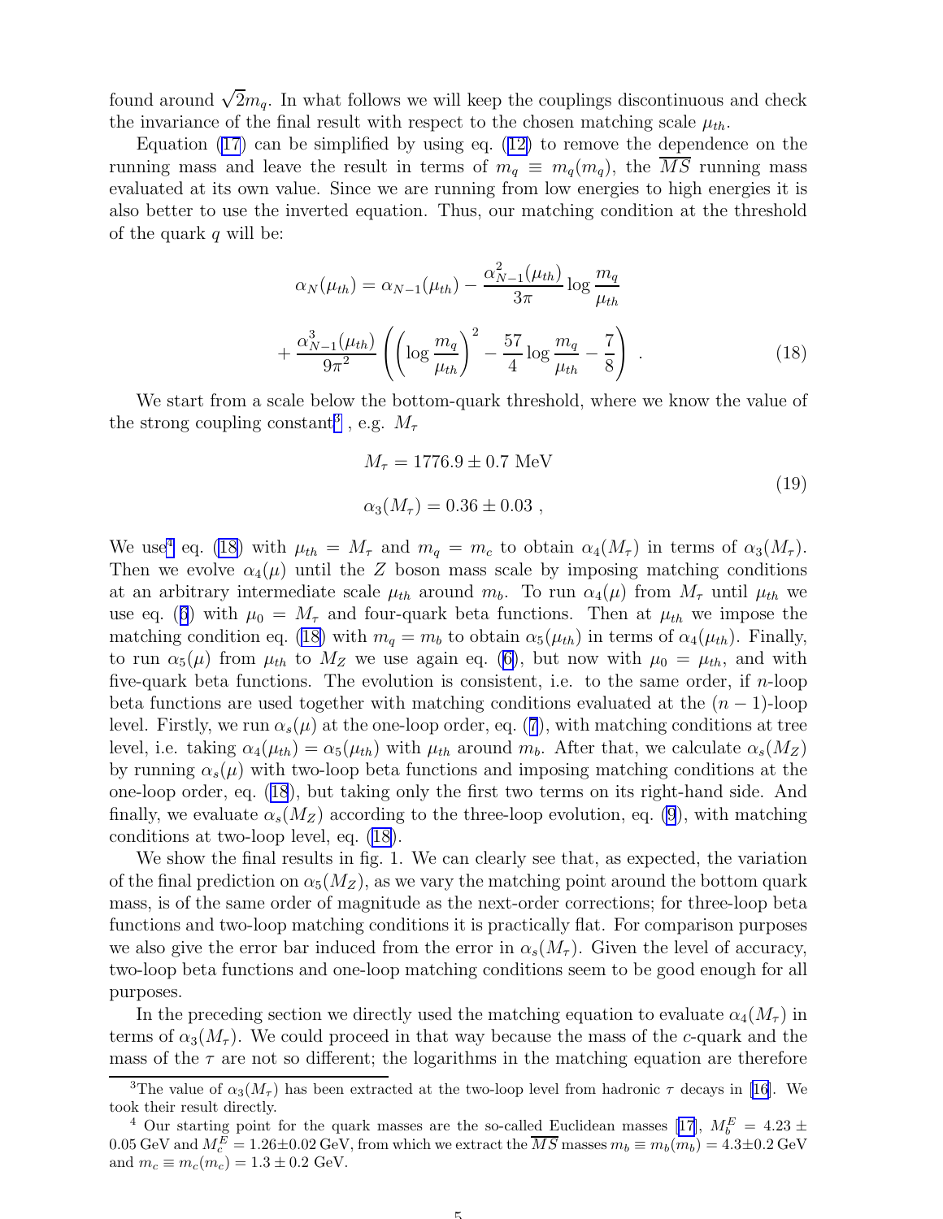found around $\sqrt{2}m_q$. In what follows we will keep the couplings discontinuous and check the invariance of the final result with respect to the chosen matching scale $\mu_{th}$.

Equation (17) can be simplified by using eq. (12) to remove the dependence on the running mass and leave the result in terms of $m_q \equiv m_q(m_q)$, the $\overline{MS}$ running mass evaluated at its own value. Since we are running from low energies to high energies it is also better to use the inverted equation. Thus, our matching condition at the threshold of the quark $q$ will be:

$$\alpha_N(\mu_{th}) = \alpha_{N-1}(\mu_{th}) - \frac{\alpha_{N-1}^2(\mu_{th})}{3\pi} \log \frac{m_q}{\mu_{th}}$$
$$+ \frac{\alpha_{N-1}^3(\mu_{th})}{9\pi^2} \left( \left( \log \frac{m_q}{\mu_{th}} \right)^2 - \frac{57}{4} \log \frac{m_q}{\mu_{th}} - \frac{7}{8} \right) . \tag{18}$$

We start from a scale below the bottom-quark threshold, where we know the value of the strong coupling constant[3] , e.g. $M_\tau$

$$M_\tau = 1776.9 \pm 0.7 \text{ MeV}$$
$$\alpha_3(M_\tau) = 0.36 \pm 0.03 \; , \tag{19}$$

We use[4] eq. (18) with $\mu_{th} = M_\tau$ and $m_q = m_c$ to obtain $\alpha_4(M_\tau)$ in terms of $\alpha_3(M_\tau)$. Then we evolve $\alpha_4(\mu)$ until the $Z$ boson mass scale by imposing matching conditions at an arbitrary intermediate scale $\mu_{th}$ around $m_b$. To run $\alpha_4(\mu)$ from $M_\tau$ until $\mu_{th}$ we use eq. (6) with $\mu_0 = M_\tau$ and four-quark beta functions. Then at $\mu_{th}$ we impose the matching condition eq. (18) with $m_q = m_b$ to obtain $\alpha_5(\mu_{th})$ in terms of $\alpha_4(\mu_{th})$. Finally, to run $\alpha_5(\mu)$ from $\mu_{th}$ to $M_Z$ we use again eq. (6), but now with $\mu_0 = \mu_{th}$, and with five-quark beta functions. The evolution is consistent, i.e. to the same order, if $n$-loop beta functions are used together with matching conditions evaluated at the $(n-1)$-loop level. Firstly, we run $\alpha_s(\mu)$ at the one-loop order, eq. (7), with matching conditions at tree level, i.e. taking $\alpha_4(\mu_{th}) = \alpha_5(\mu_{th})$ with $\mu_{th}$ around $m_b$. After that, we calculate $\alpha_s(M_Z)$ by running $\alpha_s(\mu)$ with two-loop beta functions and imposing matching conditions at the one-loop order, eq. (18), but taking only the first two terms on its right-hand side. And finally, we evaluate $\alpha_s(M_Z)$ according to the three-loop evolution, eq. (9), with matching conditions at two-loop level, eq. (18).

We show the final results in fig. 1. We can clearly see that, as expected, the variation of the final prediction on $\alpha_5(M_Z)$, as we vary the matching point around the bottom quark mass, is of the same order of magnitude as the next-order corrections; for three-loop beta functions and two-loop matching conditions it is practically flat. For comparison purposes we also give the error bar induced from the error in $\alpha_s(M_\tau)$. Given the level of accuracy, two-loop beta functions and one-loop matching conditions seem to be good enough for all purposes.

In the preceding section we directly used the matching equation to evaluate $\alpha_4(M_\tau)$ in terms of $\alpha_3(M_\tau)$. We could proceed in that way because the mass of the $c$-quark and the mass of the $\tau$ are not so different; the logarithms in the matching equation are therefore

---

[3] The value of $\alpha_3(M_\tau)$ has been extracted at the two-loop level from hadronic $\tau$ decays in [16]. We took their result directly.

[4] Our starting point for the quark masses are the so-called Euclidean masses [17], $M_b^E = 4.23 \pm 0.05$ GeV and $M_c^E = 1.26 \pm 0.02$ GeV, from which we extract the $\overline{MS}$ masses $m_b \equiv m_b(m_b) = 4.3 \pm 0.2$ GeV and $m_c \equiv m_c(m_c) = 1.3 \pm 0.2$ GeV.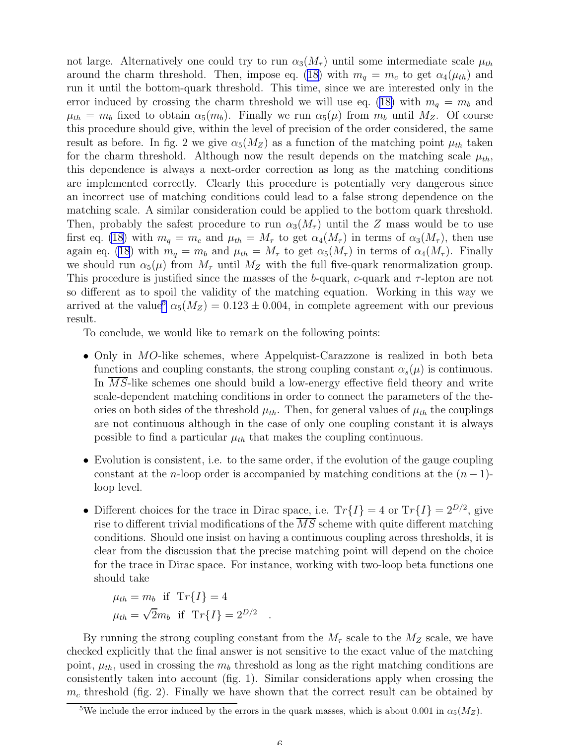not large. Alternatively one could try to run $\alpha_3(M_\tau)$ until some intermediate scale $\mu_{th}$ around the charm threshold. Then, impose eq. (18) with $m_q = m_c$ to get $\alpha_4(\mu_{th})$ and run it until the bottom-quark threshold. This time, since we are interested only in the error induced by crossing the charm threshold we will use eq. (18) with $m_q = m_b$ and $\mu_{th} = m_b$ fixed to obtain $\alpha_5(m_b)$. Finally we run $\alpha_5(\mu)$ from $m_b$ until $M_Z$. Of course this procedure should give, within the level of precision of the order considered, the same result as before. In fig. 2 we give $\alpha_5(M_Z)$ as a function of the matching point $\mu_{th}$ taken for the charm threshold. Although now the result depends on the matching scale $\mu_{th}$, this dependence is always a next-order correction as long as the matching conditions are implemented correctly. Clearly this procedure is potentially very dangerous since an incorrect use of matching conditions could lead to a false strong dependence on the matching scale. A similar consideration could be applied to the bottom quark threshold. Then, probably the safest procedure to run $\alpha_3(M_\tau)$ until the $Z$ mass would be to use first eq. (18) with $m_q = m_c$ and $\mu_{th} = M_\tau$ to get $\alpha_4(M_\tau)$ in terms of $\alpha_3(M_\tau)$, then use again eq. (18) with $m_q = m_b$ and $\mu_{th} = M_\tau$ to get $\alpha_5(M_\tau)$ in terms of $\alpha_4(M_\tau)$. Finally we should run $\alpha_5(\mu)$ from $M_\tau$ until $M_Z$ with the full five-quark renormalization group. This procedure is justified since the masses of the $b$-quark, $c$-quark and $\tau$-lepton are not so different as to spoil the validity of the matching equation. Working in this way we arrived at the value[5] $\alpha_5(M_Z) = 0.123 \pm 0.004$, in complete agreement with our previous result.

To conclude, we would like to remark on the following points:

- Only in *MO*-like schemes, where Appelquist-Carazzone is realized in both beta functions and coupling constants, the strong coupling constant $\alpha_s(\mu)$ is continuous. In $\overline{MS}$-like schemes one should build a low-energy effective field theory and write scale-dependent matching conditions in order to connect the parameters of the theories on both sides of the threshold $\mu_{th}$. Then, for general values of $\mu_{th}$ the couplings are not continuous although in the case of only one coupling constant it is always possible to find a particular $\mu_{th}$ that makes the coupling continuous.

- Evolution is consistent, i.e. to the same order, if the evolution of the gauge coupling constant at the $n$-loop order is accompanied by matching conditions at the $(n-1)$-loop level.

- Different choices for the trace in Dirac space, i.e. $\mathrm{T}r\{I\} = 4$ or $\mathrm{T}r\{I\} = 2^{D/2}$, give rise to different trivial modifications of the $\overline{MS}$ scheme with quite different matching conditions. Should one insist on having a continuous coupling across thresholds, it is clear from the discussion that the precise matching point will depend on the choice for the trace in Dirac space. For instance, working with two-loop beta functions one should take

  $$\mu_{th} = m_b \ \text{ if } \ \mathrm{T}r\{I\} = 4$$
  $$\mu_{th} = \sqrt{2} m_b \ \text{ if } \ \mathrm{T}r\{I\} = 2^{D/2} \quad .$$

By running the strong coupling constant from the $M_\tau$ scale to the $M_Z$ scale, we have checked explicitly that the final answer is not sensitive to the exact value of the matching point, $\mu_{th}$, used in crossing the $m_b$ threshold as long as the right matching conditions are consistently taken into account (fig. 1). Similar considerations apply when crossing the $m_c$ threshold (fig. 2). Finally we have shown that the correct result can be obtained by

[5] We include the error induced by the errors in the quark masses, which is about 0.001 in $\alpha_5(M_Z)$.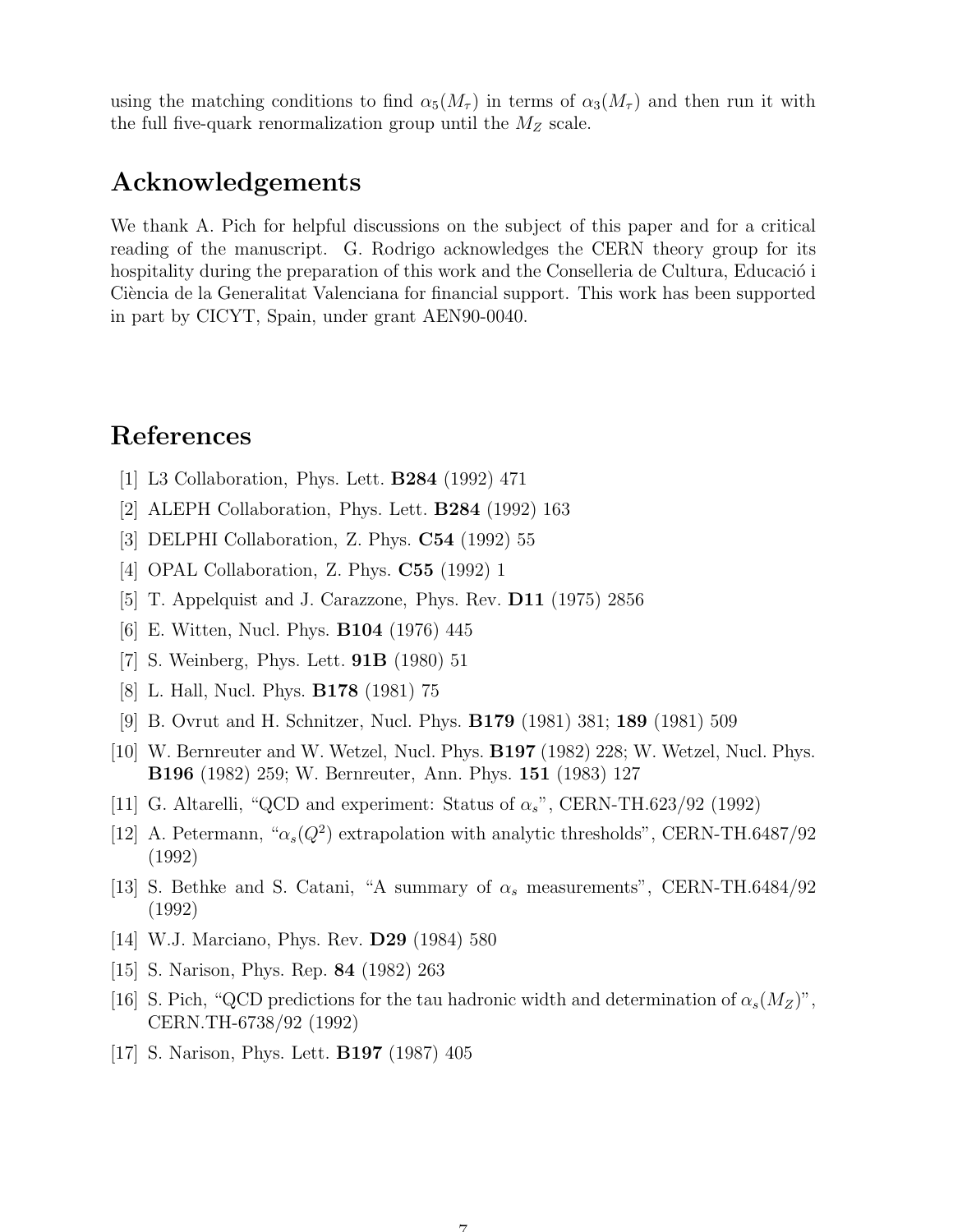using the matching conditions to find $\alpha_5(M_\tau)$ in terms of $\alpha_3(M_\tau)$ and then run it with the full five-quark renormalization group until the $M_Z$ scale.

## Acknowledgements

We thank A. Pich for helpful discussions on the subject of this paper and for a critical reading of the manuscript. G. Rodrigo acknowledges the CERN theory group for its hospitality during the preparation of this work and the Conselleria de Cultura, Educació i Ciència de la Generalitat Valenciana for financial support. This work has been supported in part by CICYT, Spain, under grant AEN90-0040.

## References

[1] L3 Collaboration, Phys. Lett. **B284** (1992) 471

[2] ALEPH Collaboration, Phys. Lett. **B284** (1992) 163

[3] DELPHI Collaboration, Z. Phys. **C54** (1992) 55

[4] OPAL Collaboration, Z. Phys. **C55** (1992) 1

[5] T. Appelquist and J. Carazzone, Phys. Rev. **D11** (1975) 2856

[6] E. Witten, Nucl. Phys. **B104** (1976) 445

[7] S. Weinberg, Phys. Lett. **91B** (1980) 51

[8] L. Hall, Nucl. Phys. **B178** (1981) 75

[9] B. Ovrut and H. Schnitzer, Nucl. Phys. **B179** (1981) 381; **189** (1981) 509

[10] W. Bernreuter and W. Wetzel, Nucl. Phys. **B197** (1982) 228; W. Wetzel, Nucl. Phys. **B196** (1982) 259; W. Bernreuter, Ann. Phys. **151** (1983) 127

[11] G. Altarelli, "QCD and experiment: Status of $\alpha_s$", CERN-TH.623/92 (1992)

[12] A. Petermann, "$\alpha_s(Q^2)$ extrapolation with analytic thresholds", CERN-TH.6487/92 (1992)

[13] S. Bethke and S. Catani, "A summary of $\alpha_s$ measurements", CERN-TH.6484/92 (1992)

[14] W.J. Marciano, Phys. Rev. **D29** (1984) 580

[15] S. Narison, Phys. Rep. **84** (1982) 263

[16] S. Pich, "QCD predictions for the tau hadronic width and determination of $\alpha_s(M_Z)$", CERN.TH-6738/92 (1992)

[17] S. Narison, Phys. Lett. **B197** (1987) 405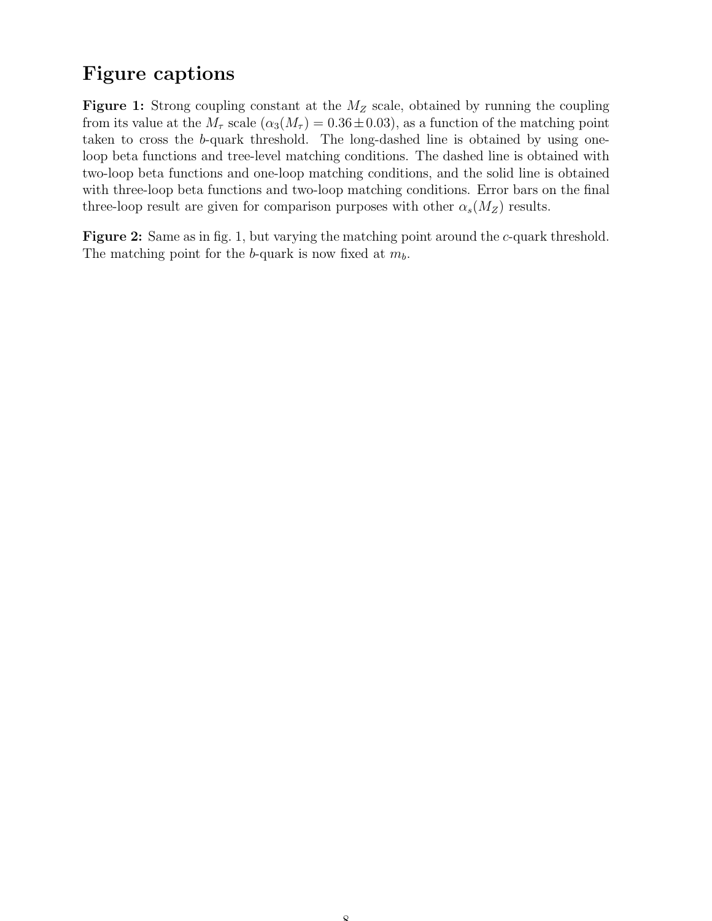# Figure captions

**Figure 1:** Strong coupling constant at the $M_Z$ scale, obtained by running the coupling from its value at the $M_\tau$ scale ($\alpha_3(M_\tau) = 0.36 \pm 0.03$), as a function of the matching point taken to cross the $b$-quark threshold. The long-dashed line is obtained by using one-loop beta functions and tree-level matching conditions. The dashed line is obtained with two-loop beta functions and one-loop matching conditions, and the solid line is obtained with three-loop beta functions and two-loop matching conditions. Error bars on the final three-loop result are given for comparison purposes with other $\alpha_s(M_Z)$ results.

**Figure 2:** Same as in fig. 1, but varying the matching point around the $c$-quark threshold. The matching point for the $b$-quark is now fixed at $m_b$.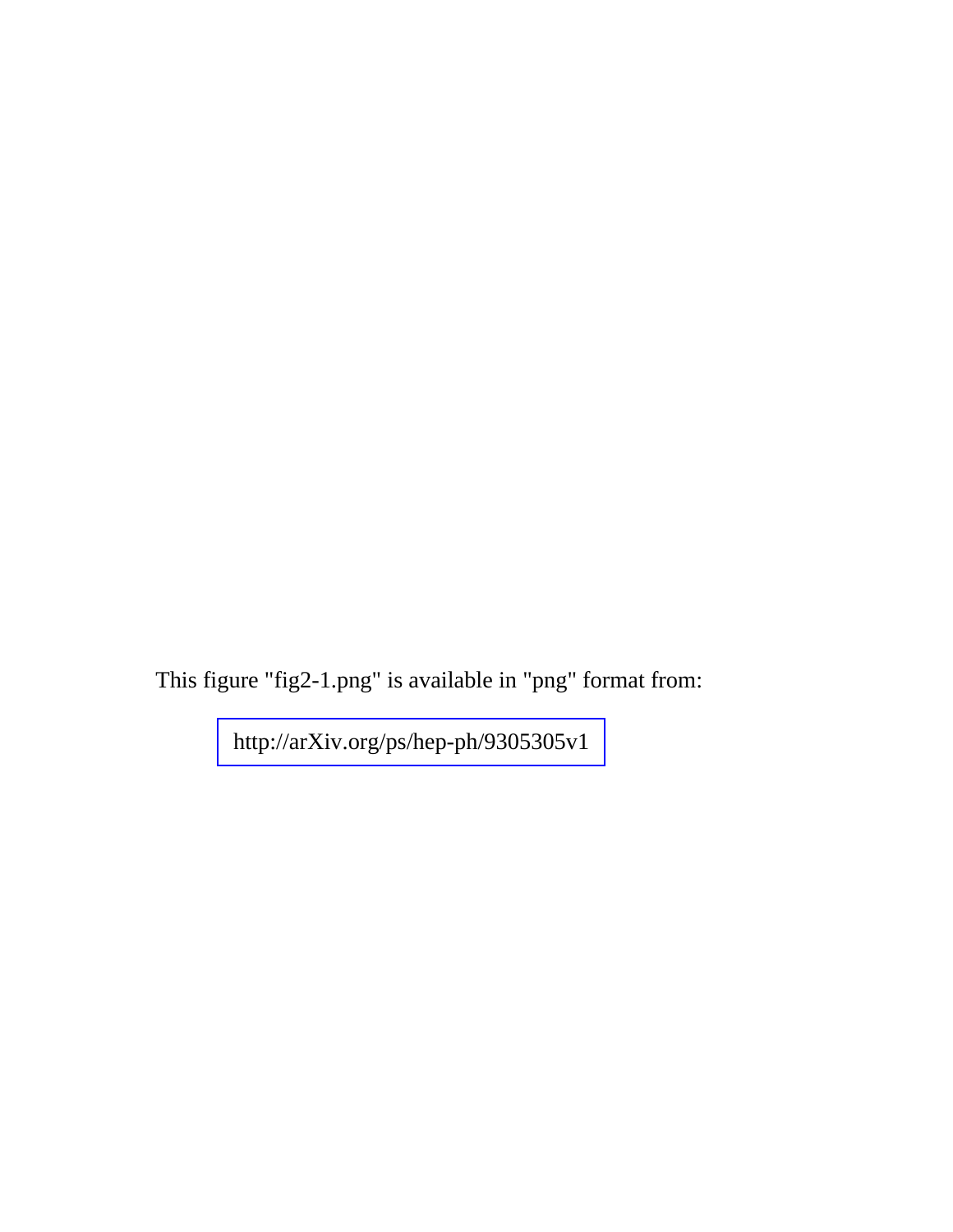This figure "fig2-1.png" is available in "png" format from:

http://arXiv.org/ps/hep-ph/9305305v1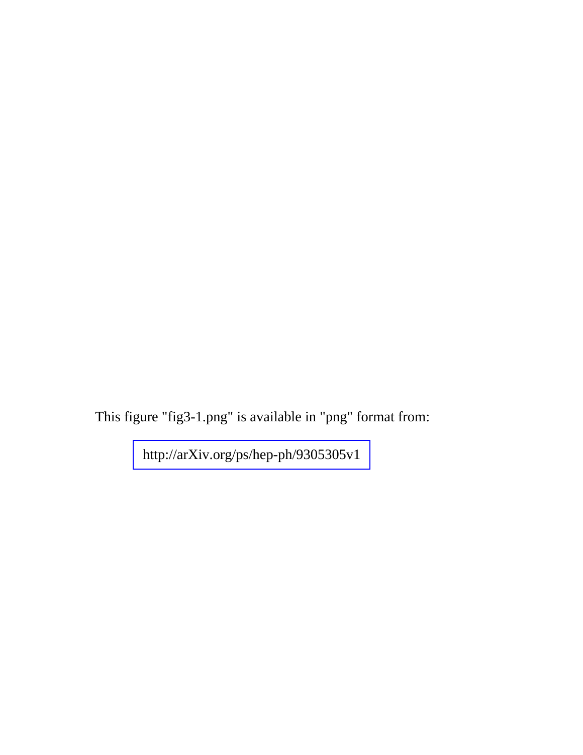This figure "fig3-1.png" is available in "png" format from:

http://arXiv.org/ps/hep-ph/9305305v1